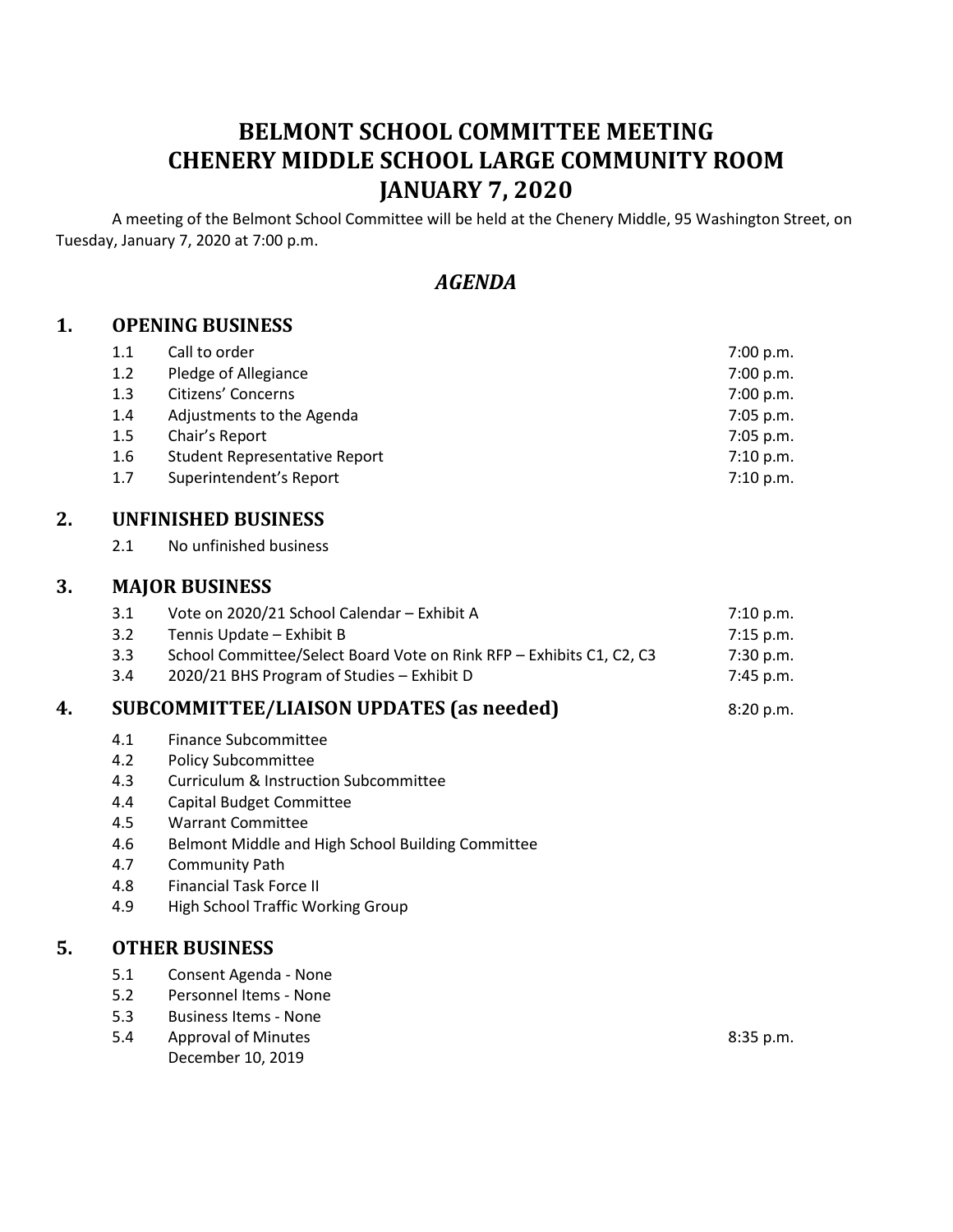# BELMONT SCHOOL COMMITTEE MEETING
# CHENERY MIDDLE SCHOOL LARGE COMMUNITY ROOM
# JANUARY 7, 2020

A meeting of the Belmont School Committee will be held at the Chenery Middle, 95 Washington Street, on Tuesday, January 7, 2020 at 7:00 p.m.

## *AGENDA*

### 1. OPENING BUSINESS

| | | |
|---|---|---|
| 1.1 | Call to order | 7:00 p.m. |
| 1.2 | Pledge of Allegiance | 7:00 p.m. |
| 1.3 | Citizens' Concerns | 7:00 p.m. |
| 1.4 | Adjustments to the Agenda | 7:05 p.m. |
| 1.5 | Chair's Report | 7:05 p.m. |
| 1.6 | Student Representative Report | 7:10 p.m. |
| 1.7 | Superintendent's Report | 7:10 p.m. |

### 2. UNFINISHED BUSINESS

2.1 No unfinished business

### 3. MAJOR BUSINESS

| | | |
|---|---|---|
| 3.1 | Vote on 2020/21 School Calendar – Exhibit A | 7:10 p.m. |
| 3.2 | Tennis Update – Exhibit B | 7:15 p.m. |
| 3.3 | School Committee/Select Board Vote on Rink RFP – Exhibits C1, C2, C3 | 7:30 p.m. |
| 3.4 | 2020/21 BHS Program of Studies – Exhibit D | 7:45 p.m. |

### 4. SUBCOMMITTEE/LIAISON UPDATES (as needed) 8:20 p.m.

- 4.1 Finance Subcommittee
- 4.2 Policy Subcommittee
- 4.3 Curriculum & Instruction Subcommittee
- 4.4 Capital Budget Committee
- 4.5 Warrant Committee
- 4.6 Belmont Middle and High School Building Committee
- 4.7 Community Path
- 4.8 Financial Task Force II
- 4.9 High School Traffic Working Group

### 5. OTHER BUSINESS

| | | |
|---|---|---|
| 5.1 | Consent Agenda - None | |
| 5.2 | Personnel Items - None | |
| 5.3 | Business Items - None | |
| 5.4 | Approval of Minutes<br>December 10, 2019 | 8:35 p.m. |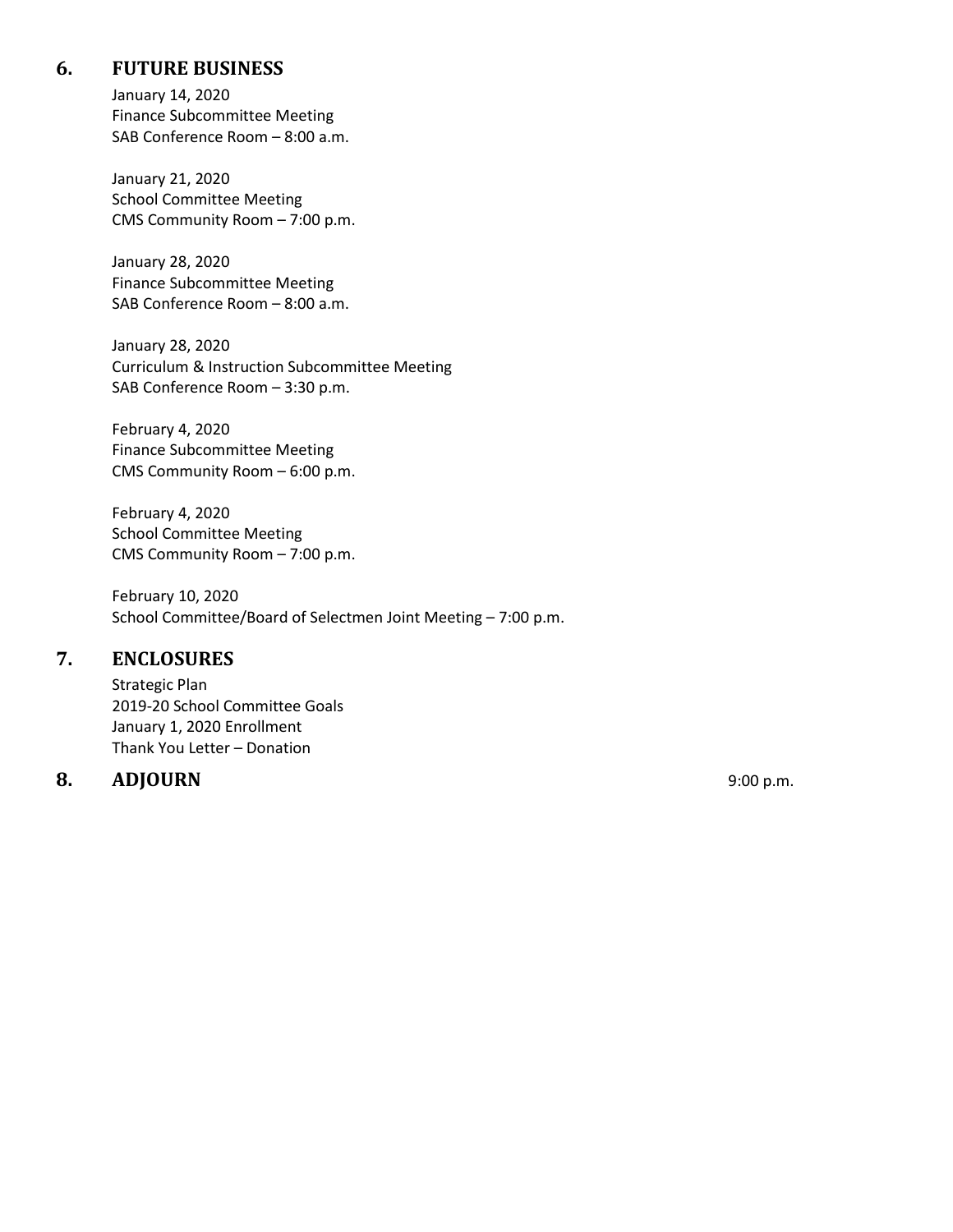## 6. FUTURE BUSINESS

January 14, 2020
Finance Subcommittee Meeting
SAB Conference Room – 8:00 a.m.

January 21, 2020
School Committee Meeting
CMS Community Room – 7:00 p.m.

January 28, 2020
Finance Subcommittee Meeting
SAB Conference Room – 8:00 a.m.

January 28, 2020
Curriculum & Instruction Subcommittee Meeting
SAB Conference Room – 3:30 p.m.

February 4, 2020
Finance Subcommittee Meeting
CMS Community Room – 6:00 p.m.

February 4, 2020
School Committee Meeting
CMS Community Room – 7:00 p.m.

February 10, 2020
School Committee/Board of Selectmen Joint Meeting – 7:00 p.m.

## 7. ENCLOSURES

Strategic Plan
2019-20 School Committee Goals
January 1, 2020 Enrollment
Thank You Letter – Donation

## 8. ADJOURN

9:00 p.m.